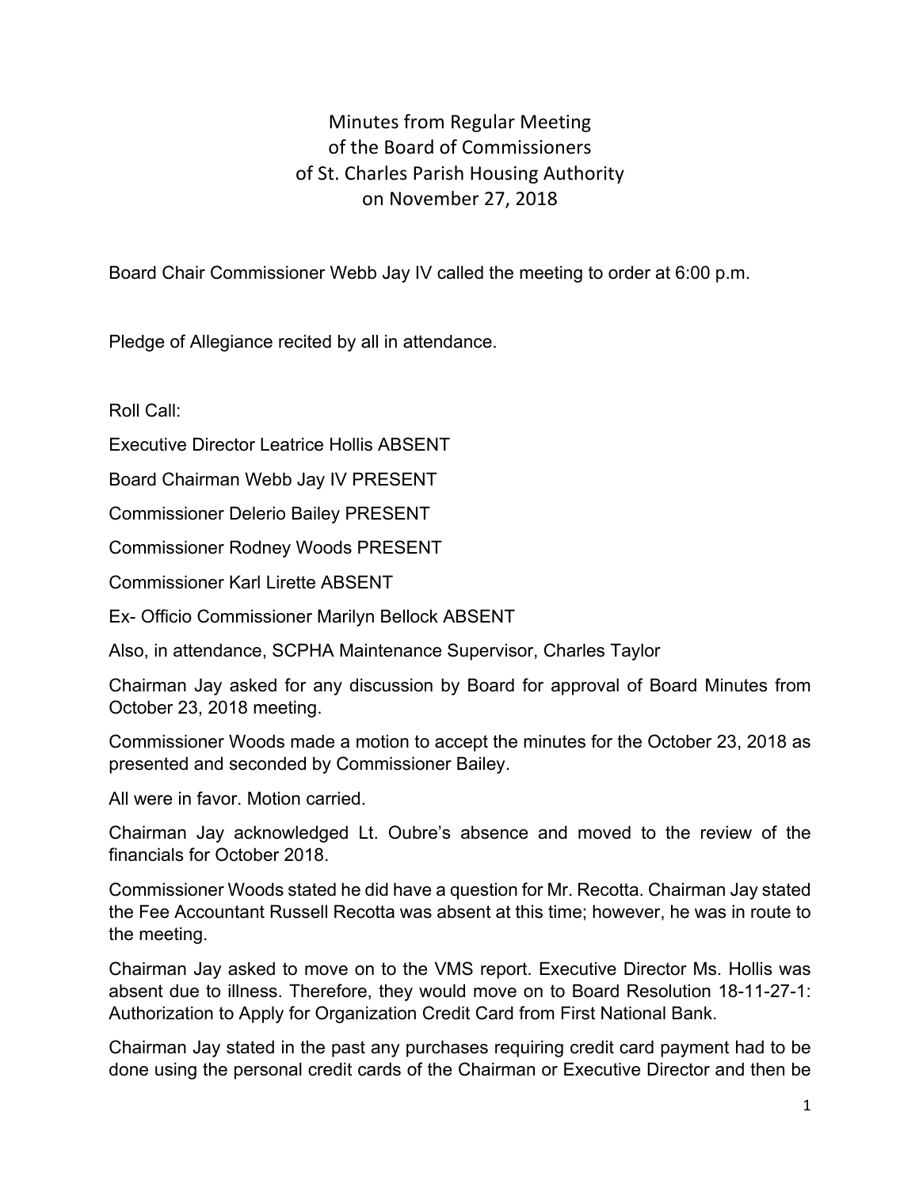# Minutes from Regular Meeting of the Board of Commissioners of St. Charles Parish Housing Authority on November 27, 2018

Board Chair Commissioner Webb Jay IV called the meeting to order at 6:00 p.m.

Pledge of Allegiance recited by all in attendance.

Roll Call:

Executive Director Leatrice Hollis ABSENT

Board Chairman Webb Jay IV PRESENT

Commissioner Delerio Bailey PRESENT

Commissioner Rodney Woods PRESENT

Commissioner Karl Lirette ABSENT

Ex- Officio Commissioner Marilyn Bellock ABSENT

Also, in attendance, SCPHA Maintenance Supervisor, Charles Taylor

Chairman Jay asked for any discussion by Board for approval of Board Minutes from October 23, 2018 meeting.

Commissioner Woods made a motion to accept the minutes for the October 23, 2018 as presented and seconded by Commissioner Bailey.

All were in favor. Motion carried.

Chairman Jay acknowledged Lt. Oubre's absence and moved to the review of the financials for October 2018.

Commissioner Woods stated he did have a question for Mr. Recotta. Chairman Jay stated the Fee Accountant Russell Recotta was absent at this time; however, he was in route to the meeting.

Chairman Jay asked to move on to the VMS report. Executive Director Ms. Hollis was absent due to illness. Therefore, they would move on to Board Resolution 18-11-27-1: Authorization to Apply for Organization Credit Card from First National Bank.

Chairman Jay stated in the past any purchases requiring credit card payment had to be done using the personal credit cards of the Chairman or Executive Director and then be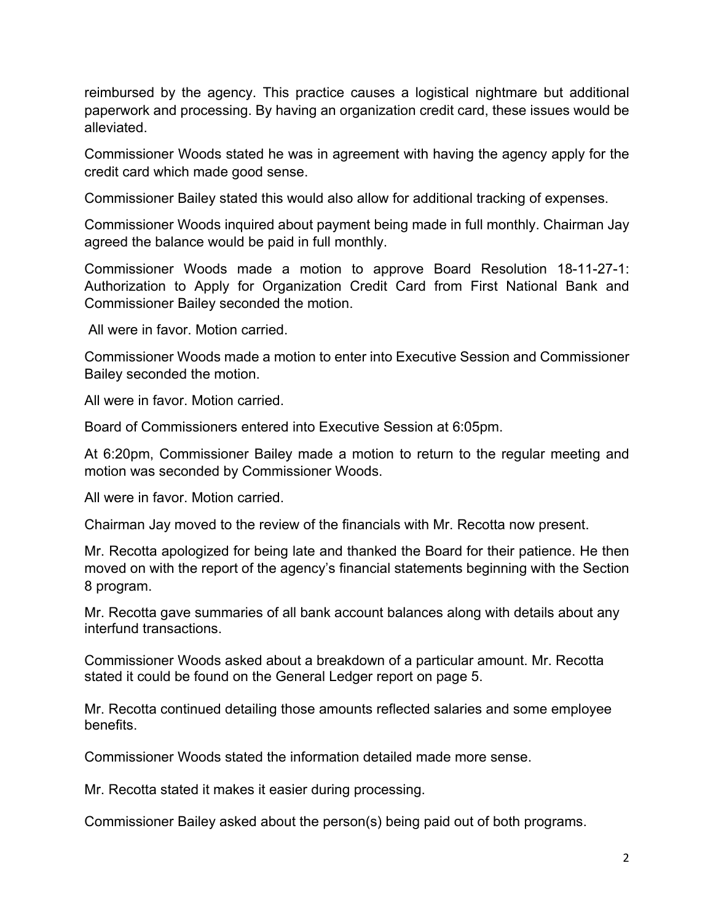reimbursed by the agency. This practice causes a logistical nightmare but additional paperwork and processing. By having an organization credit card, these issues would be alleviated.

Commissioner Woods stated he was in agreement with having the agency apply for the credit card which made good sense.

Commissioner Bailey stated this would also allow for additional tracking of expenses.

Commissioner Woods inquired about payment being made in full monthly. Chairman Jay agreed the balance would be paid in full monthly.

Commissioner Woods made a motion to approve Board Resolution 18-11-27-1: Authorization to Apply for Organization Credit Card from First National Bank and Commissioner Bailey seconded the motion.

All were in favor. Motion carried.

Commissioner Woods made a motion to enter into Executive Session and Commissioner Bailey seconded the motion.

All were in favor. Motion carried.

Board of Commissioners entered into Executive Session at 6:05pm.

At 6:20pm, Commissioner Bailey made a motion to return to the regular meeting and motion was seconded by Commissioner Woods.

All were in favor. Motion carried.

Chairman Jay moved to the review of the financials with Mr. Recotta now present.

Mr. Recotta apologized for being late and thanked the Board for their patience. He then moved on with the report of the agency's financial statements beginning with the Section 8 program.

Mr. Recotta gave summaries of all bank account balances along with details about any interfund transactions.

Commissioner Woods asked about a breakdown of a particular amount. Mr. Recotta stated it could be found on the General Ledger report on page 5.

Mr. Recotta continued detailing those amounts reflected salaries and some employee benefits.

Commissioner Woods stated the information detailed made more sense.

Mr. Recotta stated it makes it easier during processing.

Commissioner Bailey asked about the person(s) being paid out of both programs.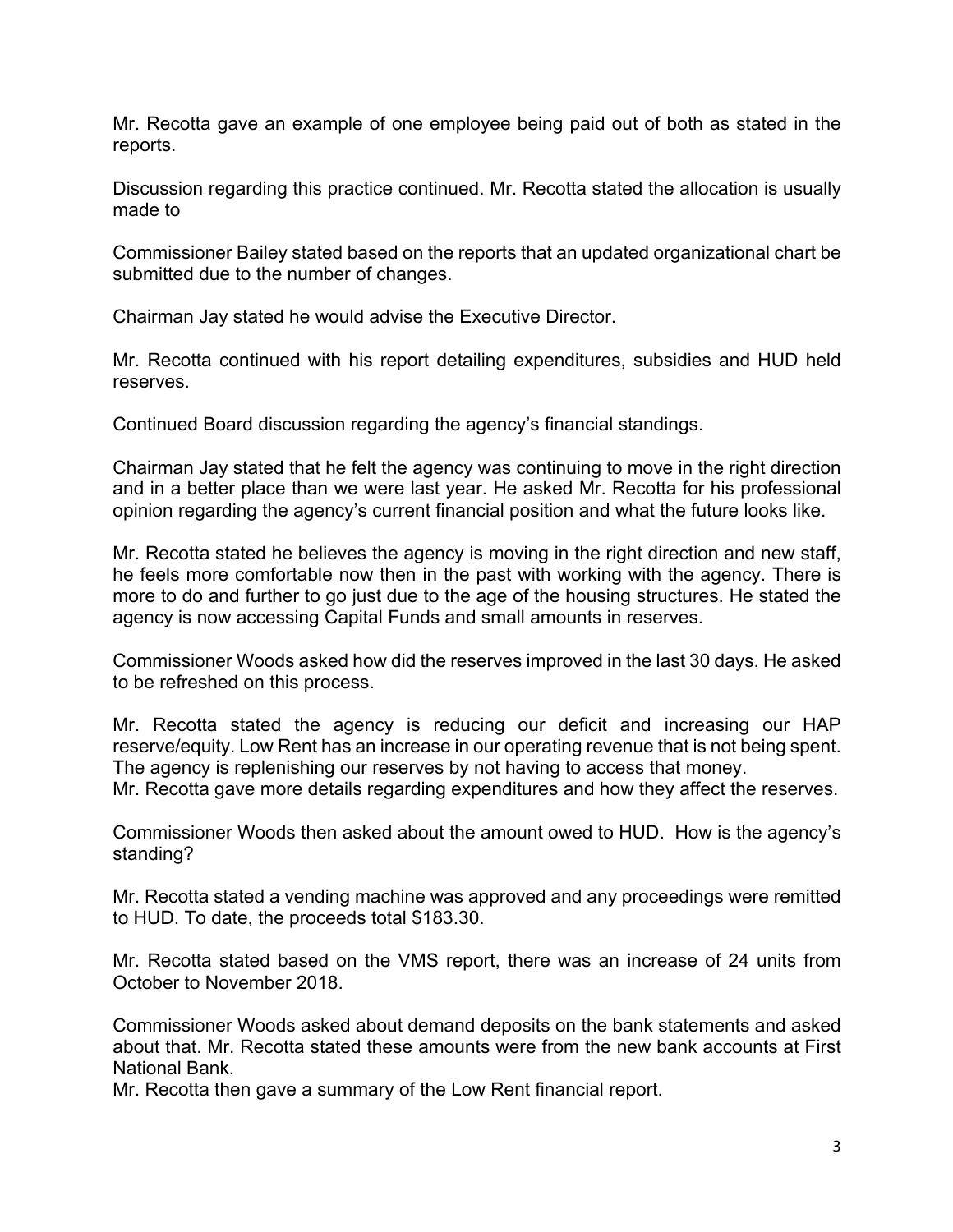Mr. Recotta gave an example of one employee being paid out of both as stated in the reports.

Discussion regarding this practice continued. Mr. Recotta stated the allocation is usually made to

Commissioner Bailey stated based on the reports that an updated organizational chart be submitted due to the number of changes.

Chairman Jay stated he would advise the Executive Director.

Mr. Recotta continued with his report detailing expenditures, subsidies and HUD held reserves.

Continued Board discussion regarding the agency's financial standings.

Chairman Jay stated that he felt the agency was continuing to move in the right direction and in a better place than we were last year. He asked Mr. Recotta for his professional opinion regarding the agency's current financial position and what the future looks like.

Mr. Recotta stated he believes the agency is moving in the right direction and new staff, he feels more comfortable now then in the past with working with the agency. There is more to do and further to go just due to the age of the housing structures. He stated the agency is now accessing Capital Funds and small amounts in reserves.

Commissioner Woods asked how did the reserves improved in the last 30 days. He asked to be refreshed on this process.

Mr. Recotta stated the agency is reducing our deficit and increasing our HAP reserve/equity. Low Rent has an increase in our operating revenue that is not being spent. The agency is replenishing our reserves by not having to access that money.
Mr. Recotta gave more details regarding expenditures and how they affect the reserves.

Commissioner Woods then asked about the amount owed to HUD. How is the agency's standing?

Mr. Recotta stated a vending machine was approved and any proceedings were remitted to HUD. To date, the proceeds total $183.30.

Mr. Recotta stated based on the VMS report, there was an increase of 24 units from October to November 2018.

Commissioner Woods asked about demand deposits on the bank statements and asked about that. Mr. Recotta stated these amounts were from the new bank accounts at First National Bank.
Mr. Recotta then gave a summary of the Low Rent financial report.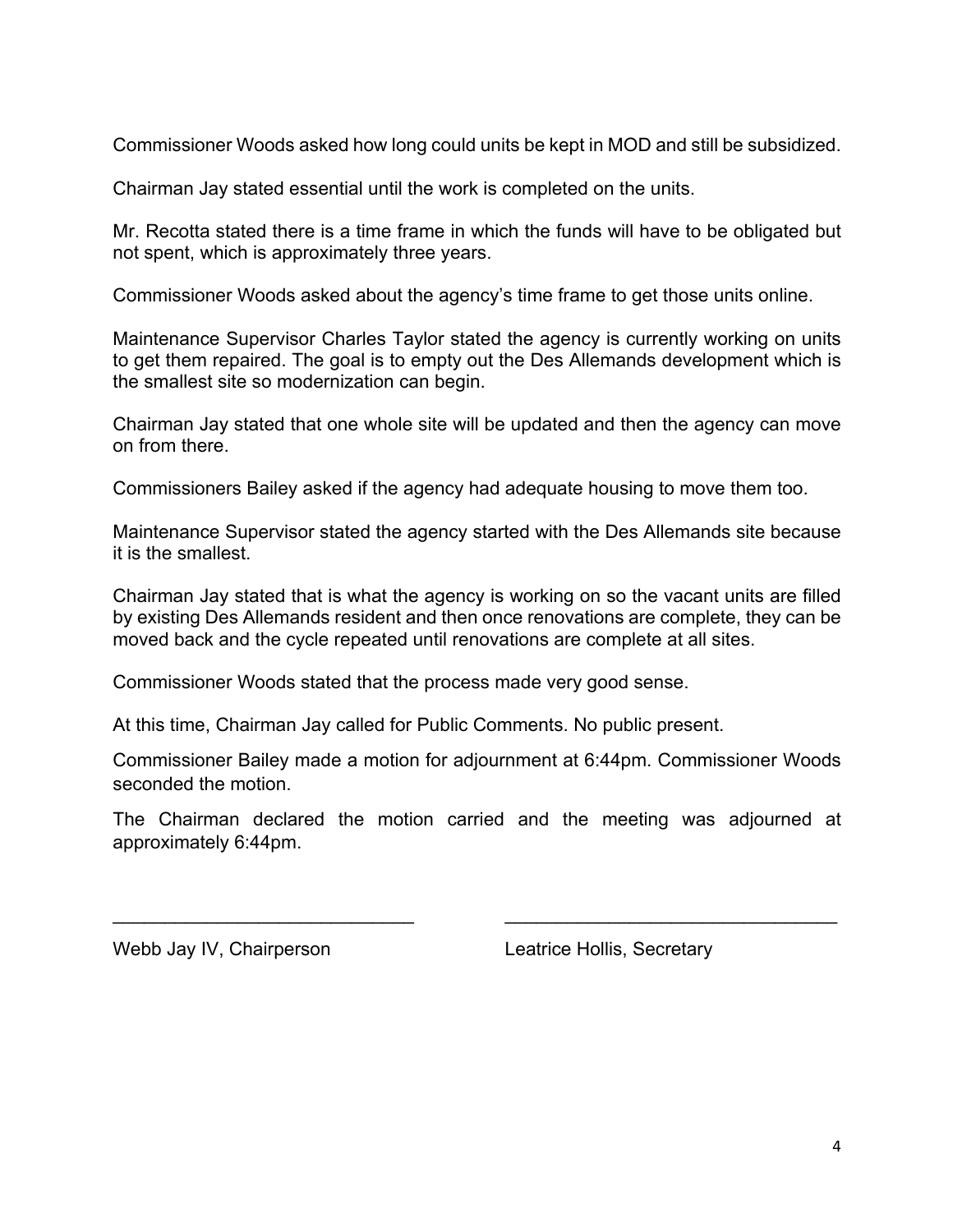Commissioner Woods asked how long could units be kept in MOD and still be subsidized.

Chairman Jay stated essential until the work is completed on the units.

Mr. Recotta stated there is a time frame in which the funds will have to be obligated but not spent, which is approximately three years.

Commissioner Woods asked about the agency's time frame to get those units online.

Maintenance Supervisor Charles Taylor stated the agency is currently working on units to get them repaired. The goal is to empty out the Des Allemands development which is the smallest site so modernization can begin.

Chairman Jay stated that one whole site will be updated and then the agency can move on from there.

Commissioners Bailey asked if the agency had adequate housing to move them too.

Maintenance Supervisor stated the agency started with the Des Allemands site because it is the smallest.

Chairman Jay stated that is what the agency is working on so the vacant units are filled by existing Des Allemands resident and then once renovations are complete, they can be moved back and the cycle repeated until renovations are complete at all sites.

Commissioner Woods stated that the process made very good sense.

At this time, Chairman Jay called for Public Comments. No public present.

Commissioner Bailey made a motion for adjournment at 6:44pm. Commissioner Woods seconded the motion.

The Chairman declared the motion carried and the meeting was adjourned at approximately 6:44pm.

_____________________________ _____________________________

Webb Jay IV, Chairperson Leatrice Hollis, Secretary